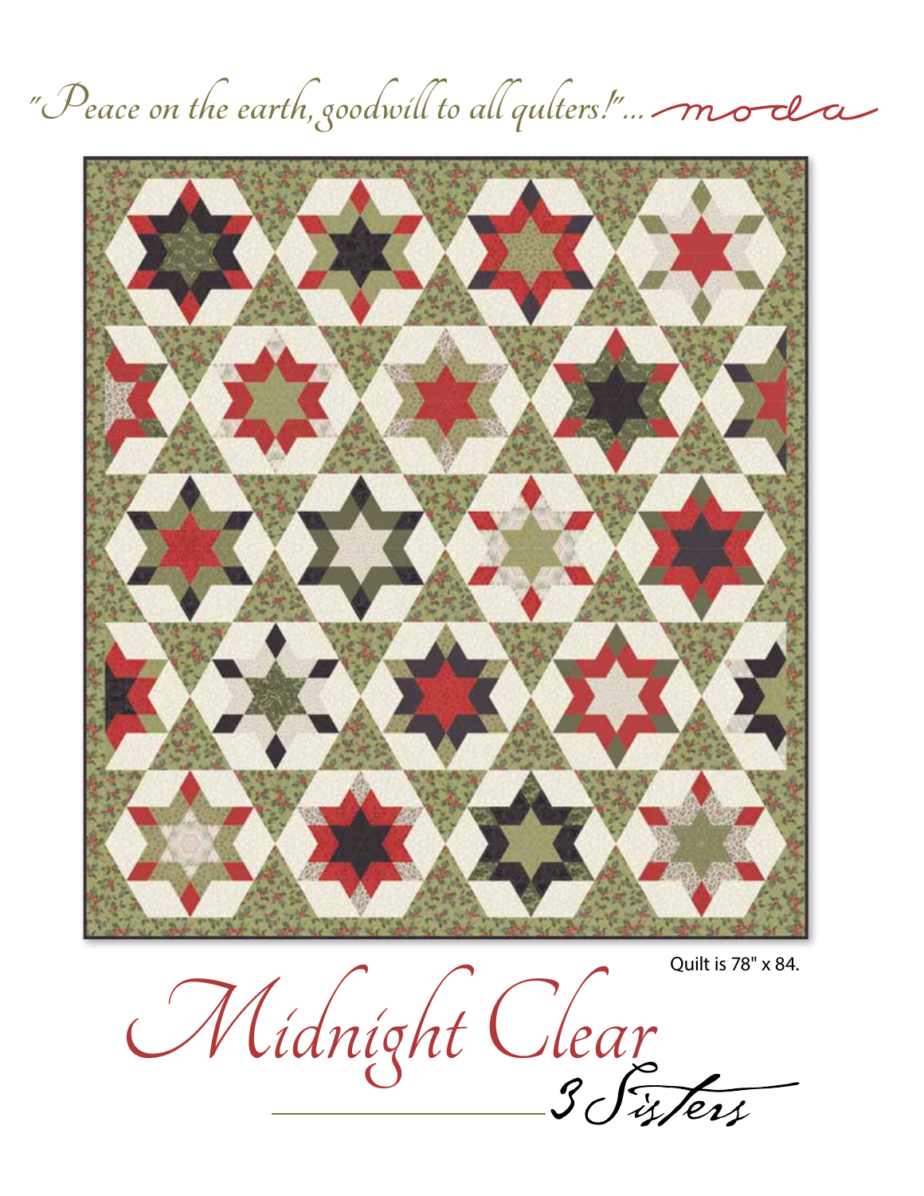"Peace on the earth, goodwill to all qulters!"... moda

Quilt is 78" x 84.

# Midnight Clear

3 Sisters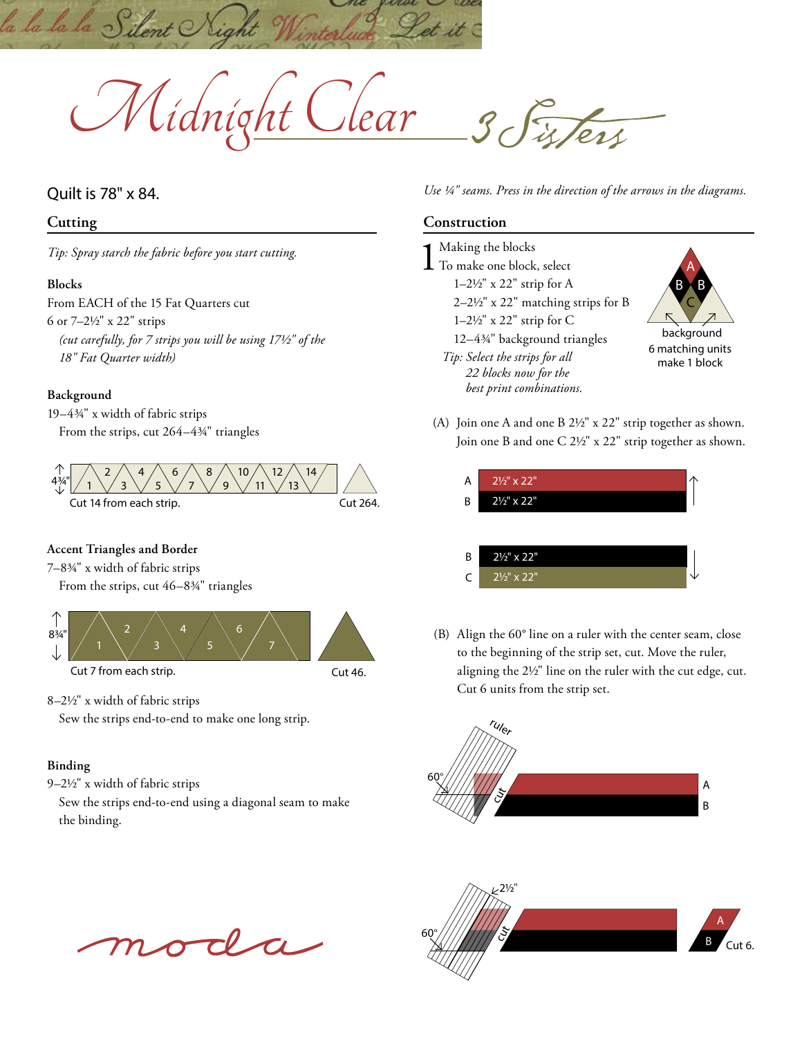# Midnight Clear

3 Sisters

Quilt is 78" x 84.

## Cutting

*Tip: Spray starch the fabric before you start cutting.*

**Blocks**

From EACH of the 15 Fat Quarters cut
6 or 7–2½" x 22" strips
*(cut carefully, for 7 strips you will be using 17½" of the 18" Fat Quarter width)*

**Background**

19–4¾" x width of fabric strips
From the strips, cut 264–4¾" triangles

Cut 14 from each strip. Cut 264.

**Accent Triangles and Border**

7–8¾" x width of fabric strips
From the strips, cut 46–8¾" triangles

Cut 7 from each strip. Cut 46.

8–2½" x width of fabric strips
Sew the strips end-to-end to make one long strip.

**Binding**

9–2½" x width of fabric strips
Sew the strips end-to-end using a diagonal seam to make the binding.

*Use ¼" seams. Press in the direction of the arrows in the diagrams.*

## Construction

**1** Making the blocks

To make one block, select
1–2½" x 22" strip for A
2–2½" x 22" matching strips for B
1–2½" x 22" strip for C
12–4¾" background triangles

*Tip: Select the strips for all 22 blocks now for the best print combinations.*

background
6 matching units make 1 block

(A) Join one A and one B 2½" x 22" strip together as shown. Join one B and one C 2½" x 22" strip together as shown.

(B) Align the 60° line on a ruler with the center seam, close to the beginning of the strip set, cut. Move the ruler, aligning the 2½" line on the ruler with the cut edge, cut. Cut 6 units from the strip set.

Cut 6.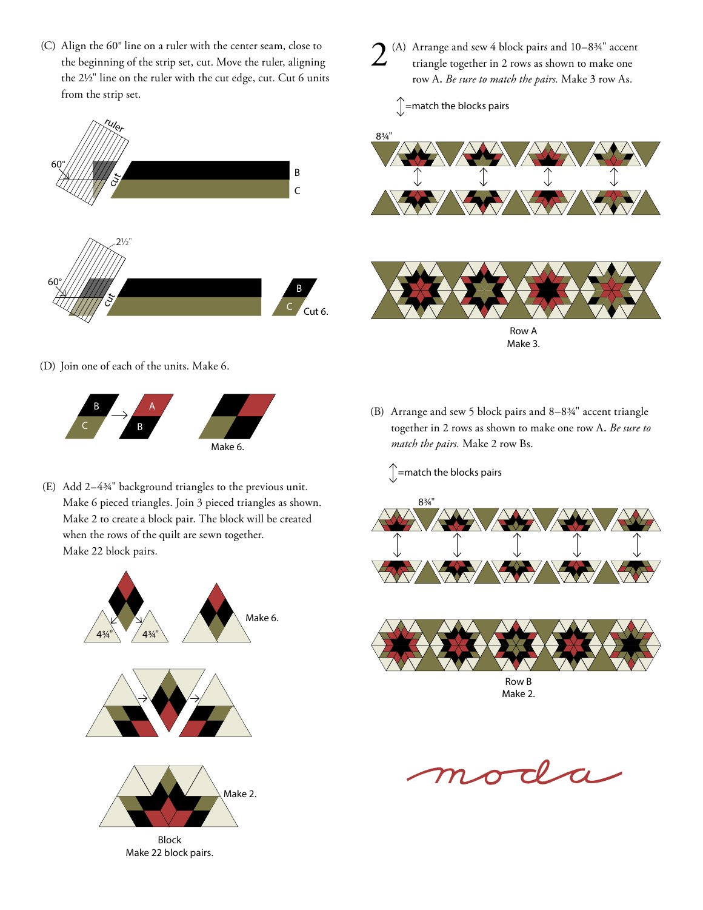(C) Align the 60° line on a ruler with the center seam, close to the beginning of the strip set, cut. Move the ruler, aligning the 2½" line on the ruler with the cut edge, cut. Cut 6 units from the strip set.

ruler

60°

cut

B

C

2½"

60°

cut

B

C

Cut 6.

(D) Join one of each of the units. Make 6.

B

C

A

B

Make 6.

(E) Add 2–4¾" background triangles to the previous unit. Make 6 pieced triangles. Join 3 pieced triangles as shown. Make 2 to create a block pair. The block will be created when the rows of the quilt are sewn together. Make 22 block pairs.

4¾" 4¾"

Make 6.

Make 2.

Block
Make 22 block pairs.

2 (A) Arrange and sew 4 block pairs and 10–8¾" accent triangle together in 2 rows as shown to make one row A. *Be sure to match the pairs.* Make 3 row As.

↕=match the blocks pairs

8¾"

Row A
Make 3.

(B) Arrange and sew 5 block pairs and 8–8¾" accent triangle together in 2 rows as shown to make one row A. *Be sure to match the pairs.* Make 2 row Bs.

↕=match the blocks pairs

8¾"

Row B
Make 2.

moda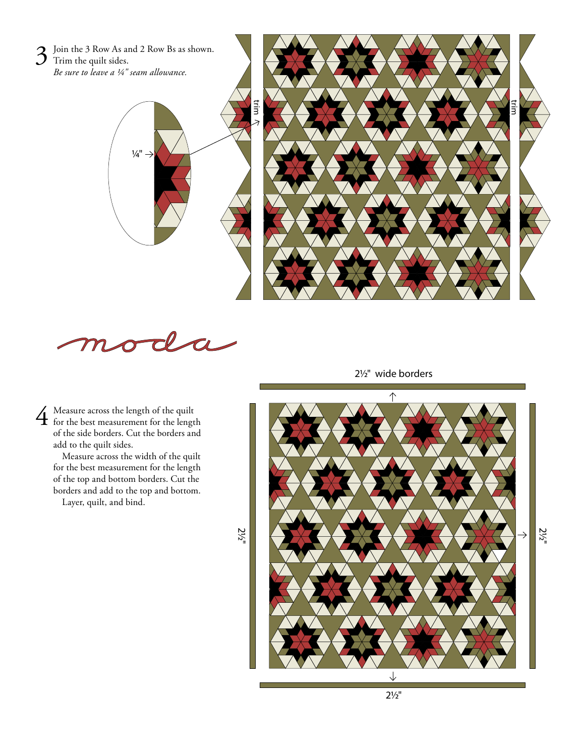3 Join the 3 Row As and 2 Row Bs as shown. Trim the quilt sides.
*Be sure to leave a ¼" seam allowance.*

¼"

trim

trim

moda

2½" wide borders

4 Measure across the length of the quilt for the best measurement for the length of the side borders. Cut the borders and add to the quilt sides.

Measure across the width of the quilt for the best measurement for the length of the top and bottom borders. Cut the borders and add to the top and bottom.

Layer, quilt, and bind.

2½"

2½"

2½"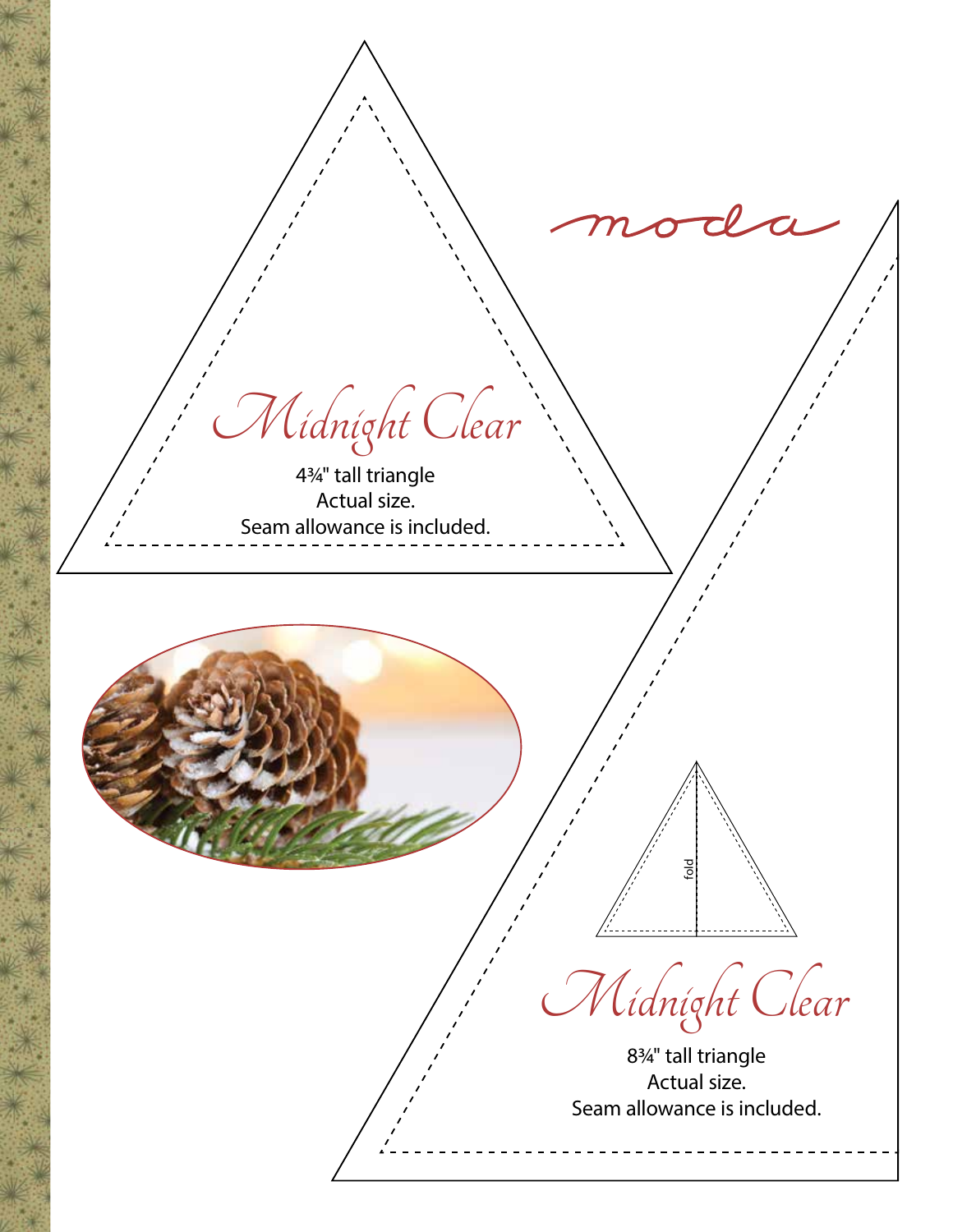moda

Midnight Clear

4¾" tall triangle
Actual size.
Seam allowance is included.

fold

Midnight Clear

8¾" tall triangle
Actual size.
Seam allowance is included.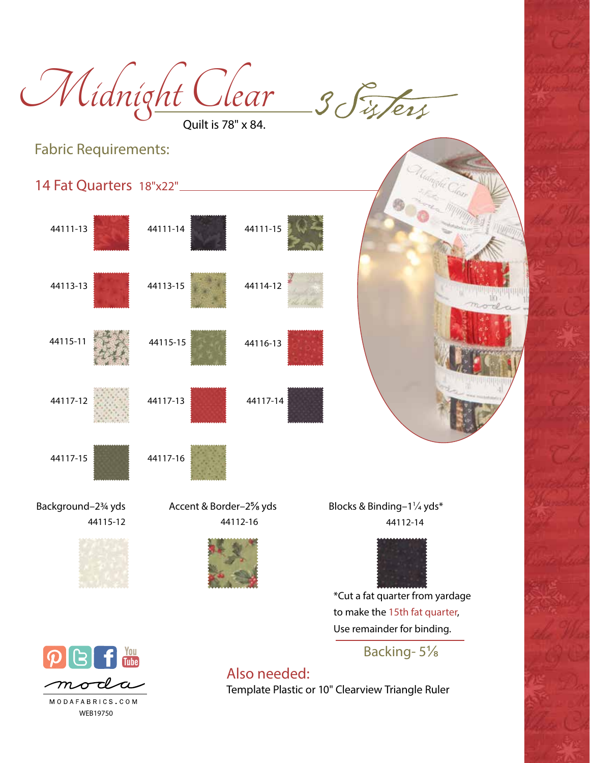# Midnight Clear

3 Sisters

Quilt is 78" x 84.

## Fabric Requirements:

### 14 Fat Quarters 18"x22"

44111-13
44111-14
44111-15
44113-13
44113-15
44114-12
44115-11
44115-15
44116-13
44117-12
44117-13
44117-14
44117-15
44117-16

Background–2¾ yds
44115-12

Accent & Border–2⅝ yds
44112-16

Blocks & Binding–1¼ yds*
44112-14

*Cut a fat quarter from yardage to make the 15th fat quarter, Use remainder for binding.

Backing- 5⅛

### Also needed:

Template Plastic or 10" Clearview Triangle Ruler

moda
MODAFABRICS.COM
WEB19750